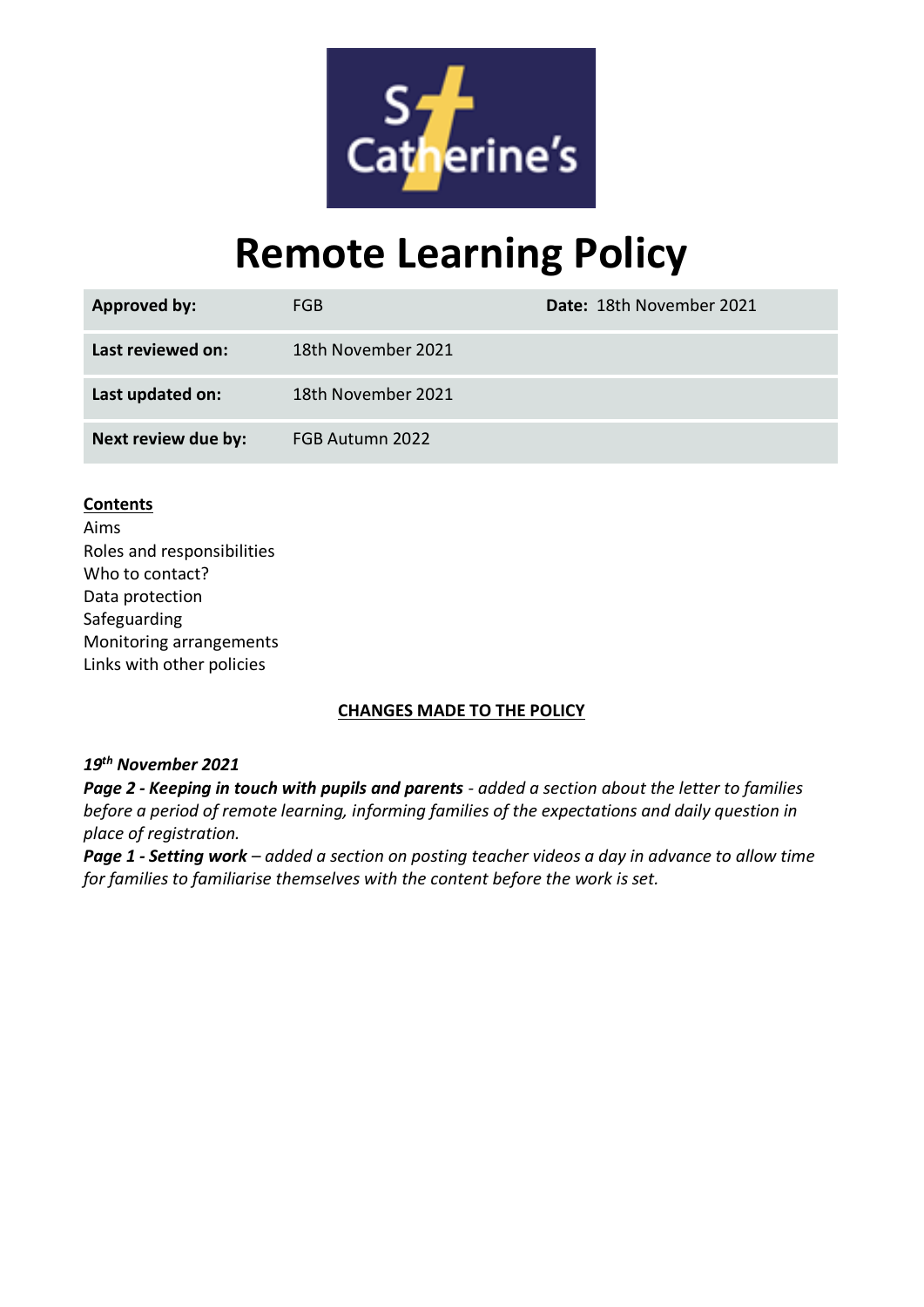# Remote Learning Policy

| Approved by: | FGB | Date: 18th November 2021 |
|---|---|---|
| Last reviewed on: | 18th November 2021 | |
| Last updated on: | 18th November 2021 | |
| Next review due by: | FGB Autumn 2022 | |

**Contents**

Aims
Roles and responsibilities
Who to contact?
Data protection
Safeguarding
Monitoring arrangements
Links with other policies

**CHANGES MADE TO THE POLICY**

***19th November 2021***

***Page 2 - Keeping in touch with pupils and parents** - added a section about the letter to families before a period of remote learning, informing families of the expectations and daily question in place of registration.*

***Page 1 - Setting work** – added a section on posting teacher videos a day in advance to allow time for families to familiarise themselves with the content before the work is set.*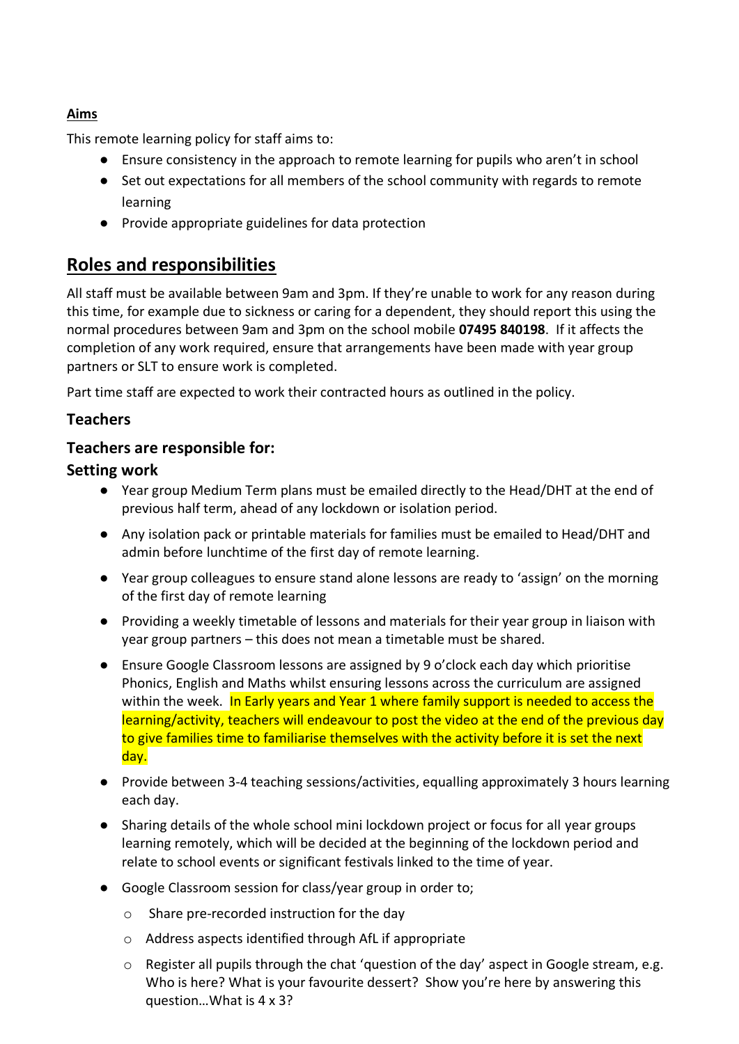**Aims**

This remote learning policy for staff aims to:

- Ensure consistency in the approach to remote learning for pupils who aren't in school
- Set out expectations for all members of the school community with regards to remote learning
- Provide appropriate guidelines for data protection

## Roles and responsibilities

All staff must be available between 9am and 3pm. If they're unable to work for any reason during this time, for example due to sickness or caring for a dependent, they should report this using the normal procedures between 9am and 3pm on the school mobile **07495 840198**. If it affects the completion of any work required, ensure that arrangements have been made with year group partners or SLT to ensure work is completed.

Part time staff are expected to work their contracted hours as outlined in the policy.

### Teachers

### Teachers are responsible for:

### Setting work

- Year group Medium Term plans must be emailed directly to the Head/DHT at the end of previous half term, ahead of any lockdown or isolation period.
- Any isolation pack or printable materials for families must be emailed to Head/DHT and admin before lunchtime of the first day of remote learning.
- Year group colleagues to ensure stand alone lessons are ready to 'assign' on the morning of the first day of remote learning
- Providing a weekly timetable of lessons and materials for their year group in liaison with year group partners – this does not mean a timetable must be shared.
- Ensure Google Classroom lessons are assigned by 9 o'clock each day which prioritise Phonics, English and Maths whilst ensuring lessons across the curriculum are assigned within the week. In Early years and Year 1 where family support is needed to access the learning/activity, teachers will endeavour to post the video at the end of the previous day to give families time to familiarise themselves with the activity before it is set the next day.
- Provide between 3-4 teaching sessions/activities, equalling approximately 3 hours learning each day.
- Sharing details of the whole school mini lockdown project or focus for all year groups learning remotely, which will be decided at the beginning of the lockdown period and relate to school events or significant festivals linked to the time of year.
- Google Classroom session for class/year group in order to;
  - Share pre-recorded instruction for the day
  - Address aspects identified through AfL if appropriate
  - Register all pupils through the chat 'question of the day' aspect in Google stream, e.g. Who is here? What is your favourite dessert? Show you're here by answering this question…What is 4 x 3?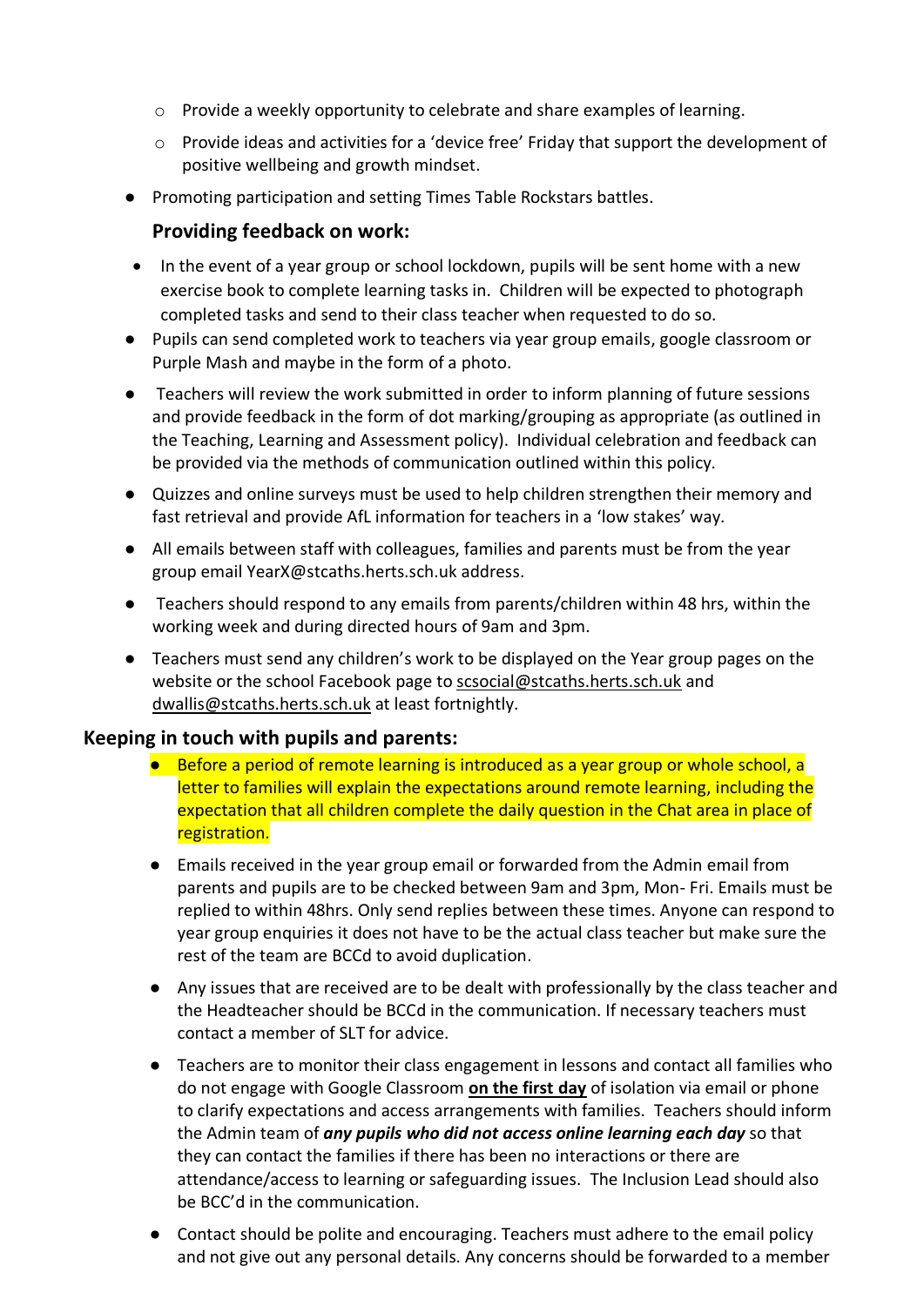- Provide a weekly opportunity to celebrate and share examples of learning.
  - Provide ideas and activities for a 'device free' Friday that support the development of positive wellbeing and growth mindset.
- Promoting participation and setting Times Table Rockstars battles.

### Providing feedback on work:

- In the event of a year group or school lockdown, pupils will be sent home with a new exercise book to complete learning tasks in. Children will be expected to photograph completed tasks and send to their class teacher when requested to do so.
- Pupils can send completed work to teachers via year group emails, google classroom or Purple Mash and maybe in the form of a photo.
- Teachers will review the work submitted in order to inform planning of future sessions and provide feedback in the form of dot marking/grouping as appropriate (as outlined in the Teaching, Learning and Assessment policy). Individual celebration and feedback can be provided via the methods of communication outlined within this policy.
- Quizzes and online surveys must be used to help children strengthen their memory and fast retrieval and provide AfL information for teachers in a 'low stakes' way.
- All emails between staff with colleagues, families and parents must be from the year group email YearX@stcaths.herts.sch.uk address.
- Teachers should respond to any emails from parents/children within 48 hrs, within the working week and during directed hours of 9am and 3pm.
- Teachers must send any children's work to be displayed on the Year group pages on the website or the school Facebook page to scsocial@stcaths.herts.sch.uk and dwallis@stcaths.herts.sch.uk at least fortnightly.

## Keeping in touch with pupils and parents:

- Before a period of remote learning is introduced as a year group or whole school, a letter to families will explain the expectations around remote learning, including the expectation that all children complete the daily question in the Chat area in place of registration.
- Emails received in the year group email or forwarded from the Admin email from parents and pupils are to be checked between 9am and 3pm, Mon- Fri. Emails must be replied to within 48hrs. Only send replies between these times. Anyone can respond to year group enquiries it does not have to be the actual class teacher but make sure the rest of the team are BCCd to avoid duplication.
- Any issues that are received are to be dealt with professionally by the class teacher and the Headteacher should be BCCd in the communication. If necessary teachers must contact a member of SLT for advice.
- Teachers are to monitor their class engagement in lessons and contact all families who do not engage with Google Classroom **on the first day** of isolation via email or phone to clarify expectations and access arrangements with families. Teachers should inform the Admin team of ***any pupils who did not access online learning each day*** so that they can contact the families if there has been no interactions or there are attendance/access to learning or safeguarding issues. The Inclusion Lead should also be BCC'd in the communication.
- Contact should be polite and encouraging. Teachers must adhere to the email policy and not give out any personal details. Any concerns should be forwarded to a member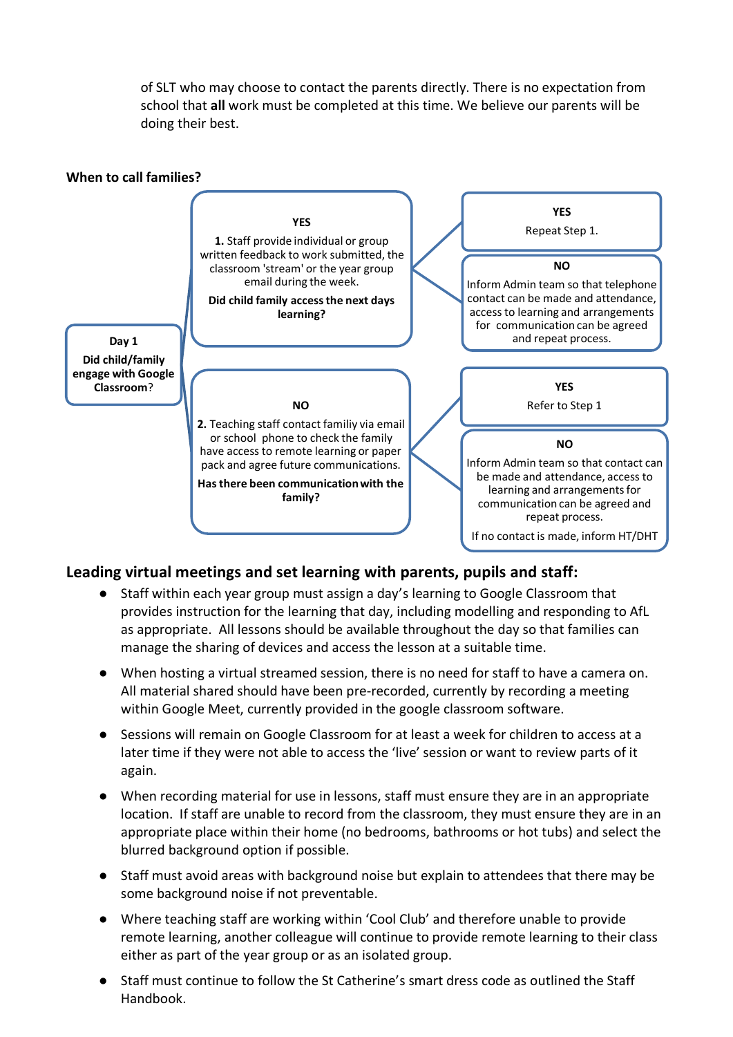of SLT who may choose to contact the parents directly. There is no expectation from school that **all** work must be completed at this time. We believe our parents will be doing their best.

**When to call families?**

**Day 1**
**Did child/family engage with Google Classroom**?

**YES**
**1.** Staff provide individual or group written feedback to work submitted, the classroom 'stream' or the year group email during the week.
**Did child family access the next days learning?**

- **YES**
  Repeat Step 1.
- **NO**
  Inform Admin team so that telephone contact can be made and attendance, access to learning and arrangements for communication can be agreed and repeat process.

**NO**
**2.** Teaching staff contact familiy via email or school phone to check the family have access to remote learning or paper pack and agree future communications.
**Has there been communication with the family?**

- **YES**
  Refer to Step 1
- **NO**
  Inform Admin team so that contact can be made and attendance, access to learning and arrangements for communication can be agreed and repeat process.
  If no contact is made, inform HT/DHT

## Leading virtual meetings and set learning with parents, pupils and staff:

- Staff within each year group must assign a day's learning to Google Classroom that provides instruction for the learning that day, including modelling and responding to AfL as appropriate. All lessons should be available throughout the day so that families can manage the sharing of devices and access the lesson at a suitable time.
- When hosting a virtual streamed session, there is no need for staff to have a camera on. All material shared should have been pre-recorded, currently by recording a meeting within Google Meet, currently provided in the google classroom software.
- Sessions will remain on Google Classroom for at least a week for children to access at a later time if they were not able to access the 'live' session or want to review parts of it again.
- When recording material for use in lessons, staff must ensure they are in an appropriate location. If staff are unable to record from the classroom, they must ensure they are in an appropriate place within their home (no bedrooms, bathrooms or hot tubs) and select the blurred background option if possible.
- Staff must avoid areas with background noise but explain to attendees that there may be some background noise if not preventable.
- Where teaching staff are working within 'Cool Club' and therefore unable to provide remote learning, another colleague will continue to provide remote learning to their class either as part of the year group or as an isolated group.
- Staff must continue to follow the St Catherine's smart dress code as outlined the Staff Handbook.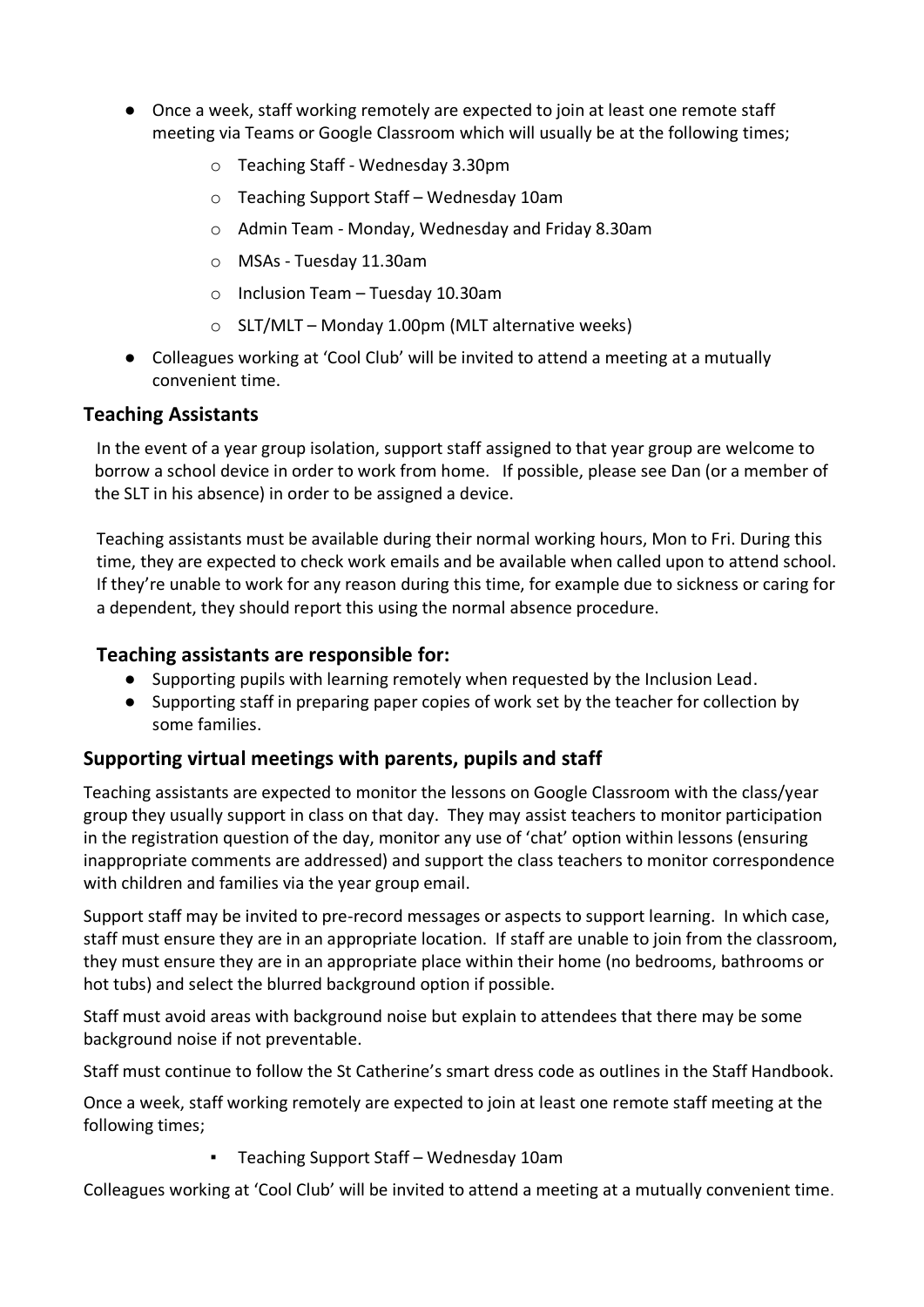- Once a week, staff working remotely are expected to join at least one remote staff meeting via Teams or Google Classroom which will usually be at the following times;
  - Teaching Staff - Wednesday 3.30pm
  - Teaching Support Staff – Wednesday 10am
  - Admin Team - Monday, Wednesday and Friday 8.30am
  - MSAs - Tuesday 11.30am
  - Inclusion Team – Tuesday 10.30am
  - SLT/MLT – Monday 1.00pm (MLT alternative weeks)
- Colleagues working at 'Cool Club' will be invited to attend a meeting at a mutually convenient time.

### Teaching Assistants

In the event of a year group isolation, support staff assigned to that year group are welcome to borrow a school device in order to work from home. If possible, please see Dan (or a member of the SLT in his absence) in order to be assigned a device.

Teaching assistants must be available during their normal working hours, Mon to Fri. During this time, they are expected to check work emails and be available when called upon to attend school. If they're unable to work for any reason during this time, for example due to sickness or caring for a dependent, they should report this using the normal absence procedure.

### Teaching assistants are responsible for:

- Supporting pupils with learning remotely when requested by the Inclusion Lead.
- Supporting staff in preparing paper copies of work set by the teacher for collection by some families.

### Supporting virtual meetings with parents, pupils and staff

Teaching assistants are expected to monitor the lessons on Google Classroom with the class/year group they usually support in class on that day. They may assist teachers to monitor participation in the registration question of the day, monitor any use of 'chat' option within lessons (ensuring inappropriate comments are addressed) and support the class teachers to monitor correspondence with children and families via the year group email.

Support staff may be invited to pre-record messages or aspects to support learning. In which case, staff must ensure they are in an appropriate location. If staff are unable to join from the classroom, they must ensure they are in an appropriate place within their home (no bedrooms, bathrooms or hot tubs) and select the blurred background option if possible.

Staff must avoid areas with background noise but explain to attendees that there may be some background noise if not preventable.

Staff must continue to follow the St Catherine's smart dress code as outlines in the Staff Handbook.

Once a week, staff working remotely are expected to join at least one remote staff meeting at the following times;

- Teaching Support Staff – Wednesday 10am

Colleagues working at 'Cool Club' will be invited to attend a meeting at a mutually convenient time.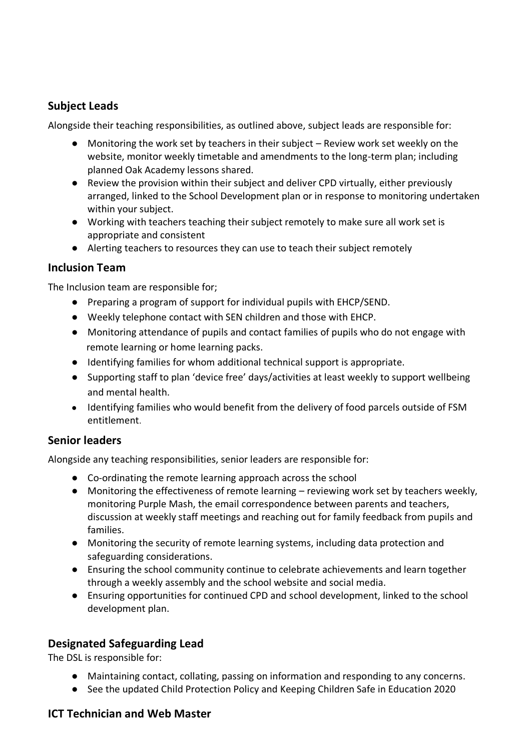## Subject Leads

Alongside their teaching responsibilities, as outlined above, subject leads are responsible for:

- Monitoring the work set by teachers in their subject – Review work set weekly on the website, monitor weekly timetable and amendments to the long-term plan; including planned Oak Academy lessons shared.
- Review the provision within their subject and deliver CPD virtually, either previously arranged, linked to the School Development plan or in response to monitoring undertaken within your subject.
- Working with teachers teaching their subject remotely to make sure all work set is appropriate and consistent
- Alerting teachers to resources they can use to teach their subject remotely

## Inclusion Team

The Inclusion team are responsible for;

- Preparing a program of support for individual pupils with EHCP/SEND.
- Weekly telephone contact with SEN children and those with EHCP.
- Monitoring attendance of pupils and contact families of pupils who do not engage with remote learning or home learning packs.
- Identifying families for whom additional technical support is appropriate.
- Supporting staff to plan 'device free' days/activities at least weekly to support wellbeing and mental health.
- Identifying families who would benefit from the delivery of food parcels outside of FSM entitlement.

## Senior leaders

Alongside any teaching responsibilities, senior leaders are responsible for:

- Co-ordinating the remote learning approach across the school
- Monitoring the effectiveness of remote learning – reviewing work set by teachers weekly, monitoring Purple Mash, the email correspondence between parents and teachers, discussion at weekly staff meetings and reaching out for family feedback from pupils and families.
- Monitoring the security of remote learning systems, including data protection and safeguarding considerations.
- Ensuring the school community continue to celebrate achievements and learn together through a weekly assembly and the school website and social media.
- Ensuring opportunities for continued CPD and school development, linked to the school development plan.

## Designated Safeguarding Lead

The DSL is responsible for:

- Maintaining contact, collating, passing on information and responding to any concerns.
- See the updated Child Protection Policy and Keeping Children Safe in Education 2020

## ICT Technician and Web Master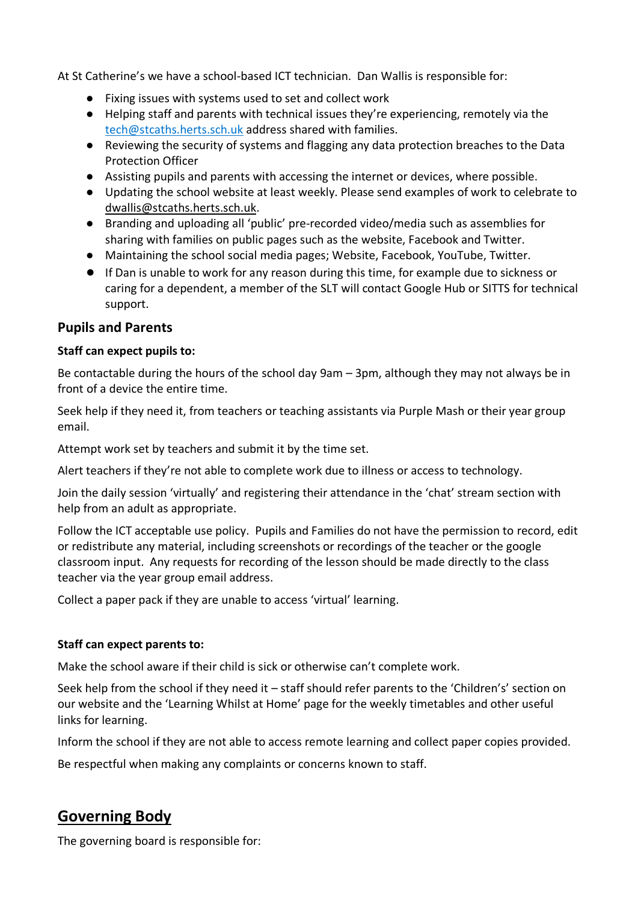At St Catherine's we have a school-based ICT technician. Dan Wallis is responsible for:

- Fixing issues with systems used to set and collect work
- Helping staff and parents with technical issues they're experiencing, remotely via the tech@stcaths.herts.sch.uk address shared with families.
- Reviewing the security of systems and flagging any data protection breaches to the Data Protection Officer
- Assisting pupils and parents with accessing the internet or devices, where possible.
- Updating the school website at least weekly. Please send examples of work to celebrate to dwallis@stcaths.herts.sch.uk.
- Branding and uploading all 'public' pre-recorded video/media such as assemblies for sharing with families on public pages such as the website, Facebook and Twitter.
- Maintaining the school social media pages; Website, Facebook, YouTube, Twitter.
- If Dan is unable to work for any reason during this time, for example due to sickness or caring for a dependent, a member of the SLT will contact Google Hub or SITTS for technical support.

### Pupils and Parents

**Staff can expect pupils to:**

Be contactable during the hours of the school day 9am – 3pm, although they may not always be in front of a device the entire time.

Seek help if they need it, from teachers or teaching assistants via Purple Mash or their year group email.

Attempt work set by teachers and submit it by the time set.

Alert teachers if they're not able to complete work due to illness or access to technology.

Join the daily session 'virtually' and registering their attendance in the 'chat' stream section with help from an adult as appropriate.

Follow the ICT acceptable use policy. Pupils and Families do not have the permission to record, edit or redistribute any material, including screenshots or recordings of the teacher or the google classroom input. Any requests for recording of the lesson should be made directly to the class teacher via the year group email address.

Collect a paper pack if they are unable to access 'virtual' learning.

**Staff can expect parents to:**

Make the school aware if their child is sick or otherwise can't complete work.

Seek help from the school if they need it – staff should refer parents to the 'Children's' section on our website and the 'Learning Whilst at Home' page for the weekly timetables and other useful links for learning.

Inform the school if they are not able to access remote learning and collect paper copies provided.

Be respectful when making any complaints or concerns known to staff.

## Governing Body

The governing board is responsible for: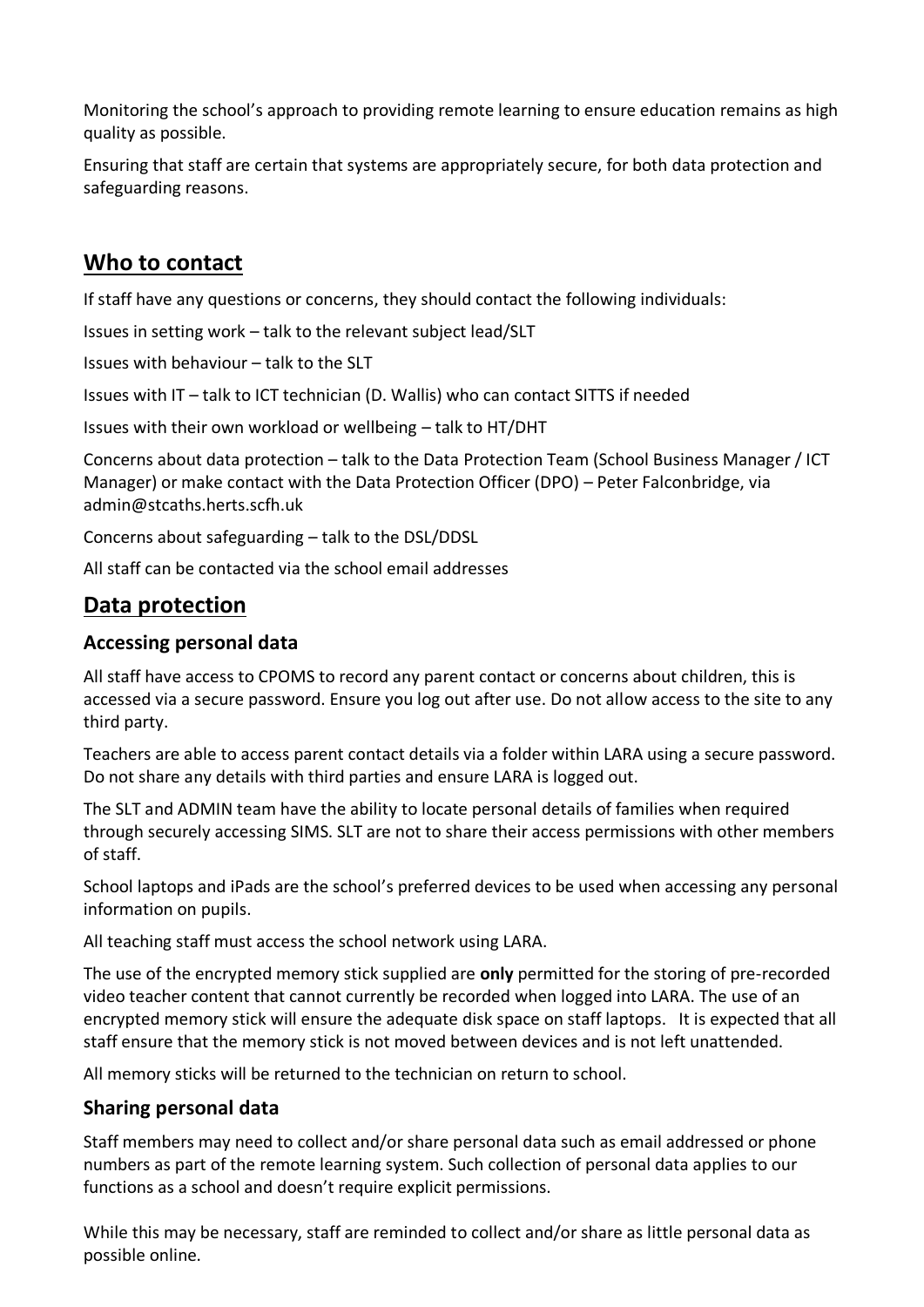Monitoring the school's approach to providing remote learning to ensure education remains as high quality as possible.

Ensuring that staff are certain that systems are appropriately secure, for both data protection and safeguarding reasons.

## Who to contact

If staff have any questions or concerns, they should contact the following individuals:

Issues in setting work – talk to the relevant subject lead/SLT

Issues with behaviour – talk to the SLT

Issues with IT – talk to ICT technician (D. Wallis) who can contact SITTS if needed

Issues with their own workload or wellbeing – talk to HT/DHT

Concerns about data protection – talk to the Data Protection Team (School Business Manager / ICT Manager) or make contact with the Data Protection Officer (DPO) – Peter Falconbridge, via admin@stcaths.herts.scfh.uk

Concerns about safeguarding – talk to the DSL/DDSL

All staff can be contacted via the school email addresses

## Data protection

### Accessing personal data

All staff have access to CPOMS to record any parent contact or concerns about children, this is accessed via a secure password. Ensure you log out after use. Do not allow access to the site to any third party.

Teachers are able to access parent contact details via a folder within LARA using a secure password. Do not share any details with third parties and ensure LARA is logged out.

The SLT and ADMIN team have the ability to locate personal details of families when required through securely accessing SIMS. SLT are not to share their access permissions with other members of staff.

School laptops and iPads are the school's preferred devices to be used when accessing any personal information on pupils.

All teaching staff must access the school network using LARA.

The use of the encrypted memory stick supplied are **only** permitted for the storing of pre-recorded video teacher content that cannot currently be recorded when logged into LARA. The use of an encrypted memory stick will ensure the adequate disk space on staff laptops. It is expected that all staff ensure that the memory stick is not moved between devices and is not left unattended.

All memory sticks will be returned to the technician on return to school.

### Sharing personal data

Staff members may need to collect and/or share personal data such as email addressed or phone numbers as part of the remote learning system. Such collection of personal data applies to our functions as a school and doesn't require explicit permissions.

While this may be necessary, staff are reminded to collect and/or share as little personal data as possible online.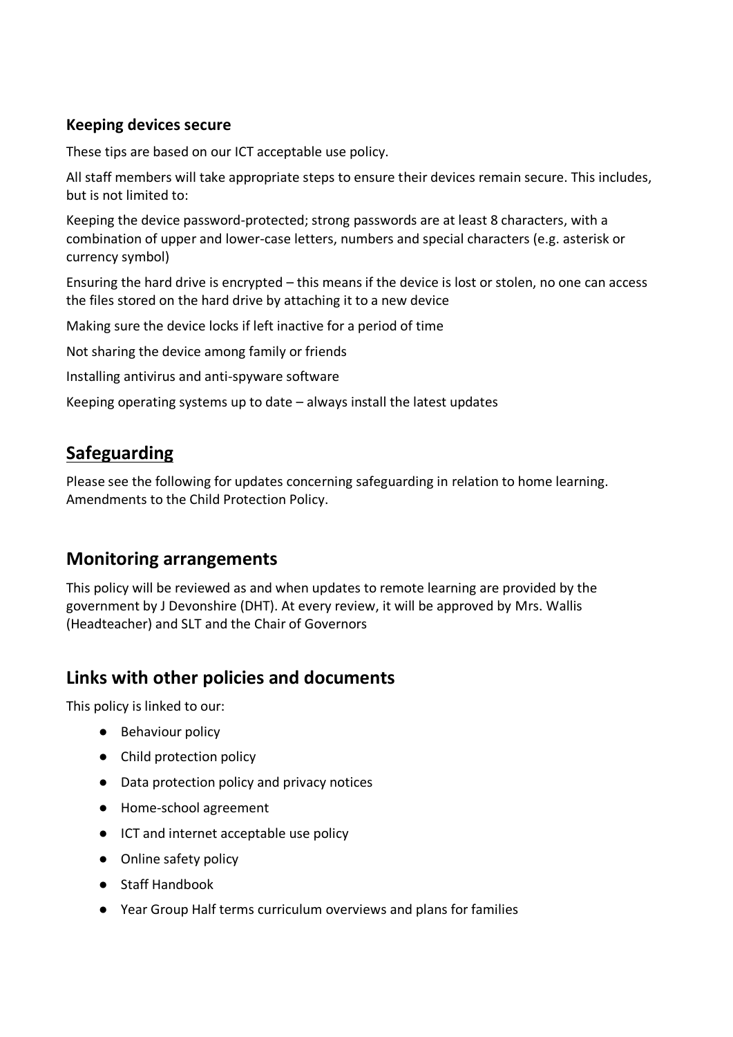### **Keeping devices secure**

These tips are based on our ICT acceptable use policy.

All staff members will take appropriate steps to ensure their devices remain secure. This includes, but is not limited to:

Keeping the device password-protected; strong passwords are at least 8 characters, with a combination of upper and lower-case letters, numbers and special characters (e.g. asterisk or currency symbol)

Ensuring the hard drive is encrypted – this means if the device is lost or stolen, no one can access the files stored on the hard drive by attaching it to a new device

Making sure the device locks if left inactive for a period of time

Not sharing the device among family or friends

Installing antivirus and anti-spyware software

Keeping operating systems up to date – always install the latest updates

## **Safeguarding**

Please see the following for updates concerning safeguarding in relation to home learning. Amendments to the Child Protection Policy.

## Monitoring arrangements

This policy will be reviewed as and when updates to remote learning are provided by the government by J Devonshire (DHT). At every review, it will be approved by Mrs. Wallis (Headteacher) and SLT and the Chair of Governors

## Links with other policies and documents

This policy is linked to our:

- Behaviour policy
- Child protection policy
- Data protection policy and privacy notices
- Home-school agreement
- ICT and internet acceptable use policy
- Online safety policy
- Staff Handbook
- Year Group Half terms curriculum overviews and plans for families